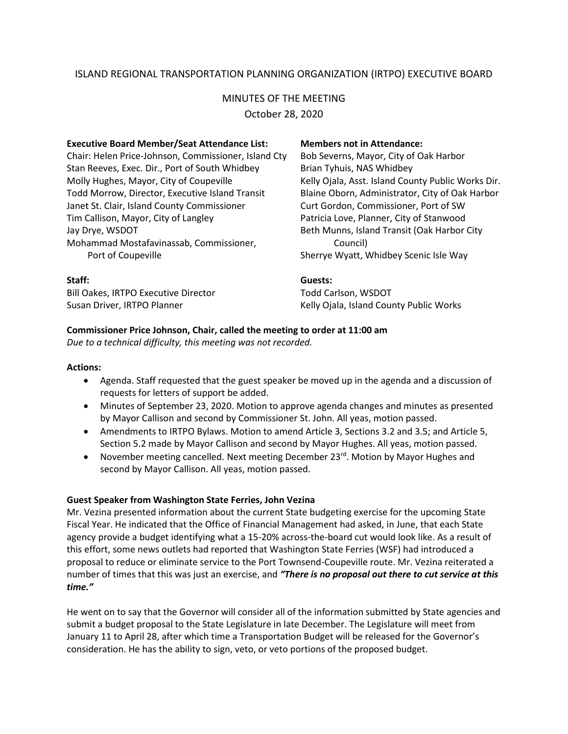ISLAND REGIONAL TRANSPORTATION PLANNING ORGANIZATION (IRTPO) EXECUTIVE BOARD

MINUTES OF THE MEETING

October 28, 2020

**Executive Board Member/Seat Attendance List:**

Chair: Helen Price-Johnson, Commissioner, Island Cty
Stan Reeves, Exec. Dir., Port of South Whidbey
Molly Hughes, Mayor, City of Coupeville
Todd Morrow, Director, Executive Island Transit
Janet St. Clair, Island County Commissioner
Tim Callison, Mayor, City of Langley
Jay Drye, WSDOT
Mohammad Mostafavinassab, Commissioner, Port of Coupeville

**Members not in Attendance:**

Bob Severns, Mayor, City of Oak Harbor
Brian Tyhuis, NAS Whidbey
Kelly Ojala, Asst. Island County Public Works Dir.
Blaine Oborn, Administrator, City of Oak Harbor
Curt Gordon, Commissioner, Port of SW
Patricia Love, Planner, City of Stanwood
Beth Munns, Island Transit (Oak Harbor City Council)
Sherrye Wyatt, Whidbey Scenic Isle Way

**Staff:**

Bill Oakes, IRTPO Executive Director
Susan Driver, IRTPO Planner

**Guests:**

Todd Carlson, WSDOT
Kelly Ojala, Island County Public Works

**Commissioner Price Johnson, Chair, called the meeting to order at 11:00 am**

*Due to a technical difficulty, this meeting was not recorded.*

**Actions:**

- Agenda. Staff requested that the guest speaker be moved up in the agenda and a discussion of requests for letters of support be added.
- Minutes of September 23, 2020. Motion to approve agenda changes and minutes as presented by Mayor Callison and second by Commissioner St. John. All yeas, motion passed.
- Amendments to IRTPO Bylaws. Motion to amend Article 3, Sections 3.2 and 3.5; and Article 5, Section 5.2 made by Mayor Callison and second by Mayor Hughes. All yeas, motion passed.
- November meeting cancelled. Next meeting December 23rd. Motion by Mayor Hughes and second by Mayor Callison. All yeas, motion passed.

**Guest Speaker from Washington State Ferries, John Vezina**

Mr. Vezina presented information about the current State budgeting exercise for the upcoming State Fiscal Year. He indicated that the Office of Financial Management had asked, in June, that each State agency provide a budget identifying what a 15-20% across-the-board cut would look like. As a result of this effort, some news outlets had reported that Washington State Ferries (WSF) had introduced a proposal to reduce or eliminate service to the Port Townsend-Coupeville route. Mr. Vezina reiterated a number of times that this was just an exercise, and ***"There is no proposal out there to cut service at this time."***

He went on to say that the Governor will consider all of the information submitted by State agencies and submit a budget proposal to the State Legislature in late December. The Legislature will meet from January 11 to April 28, after which time a Transportation Budget will be released for the Governor's consideration. He has the ability to sign, veto, or veto portions of the proposed budget.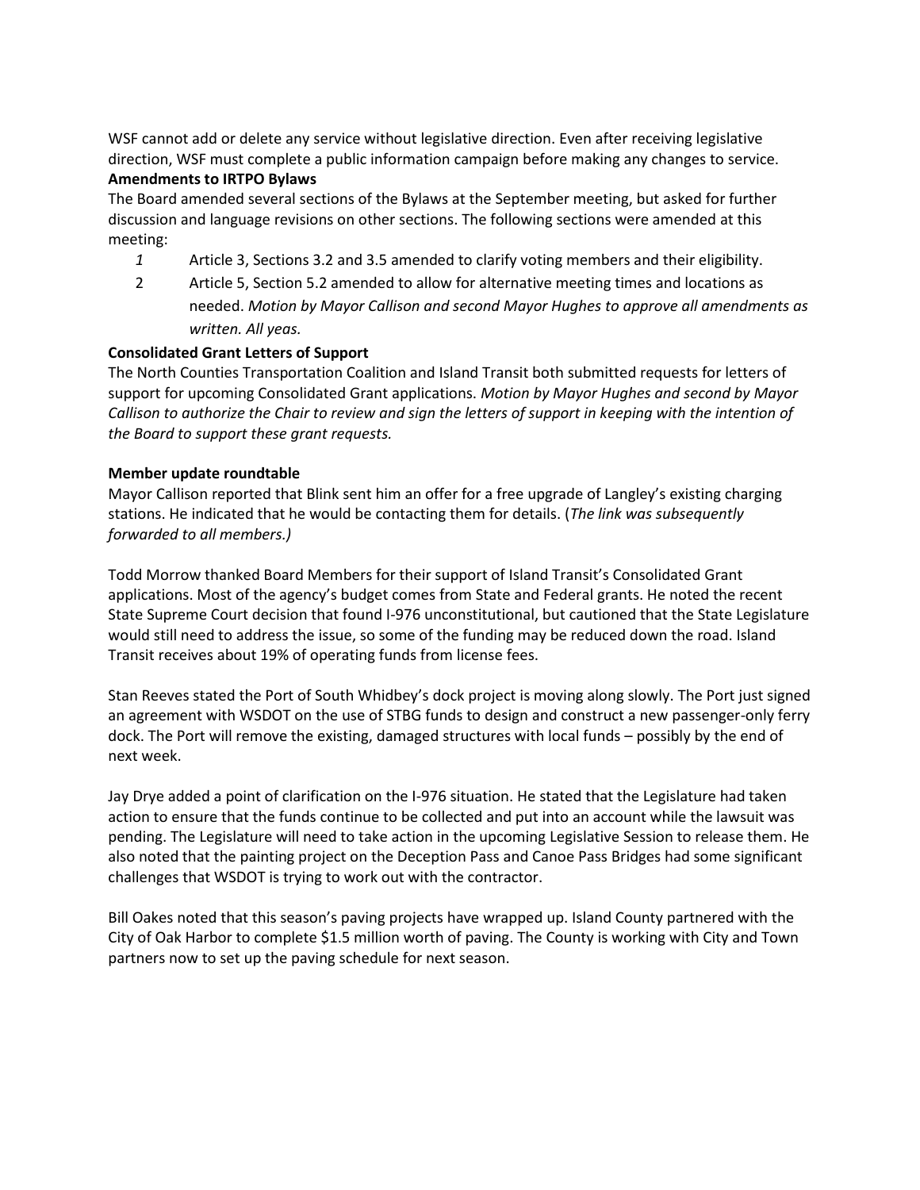WSF cannot add or delete any service without legislative direction. Even after receiving legislative direction, WSF must complete a public information campaign before making any changes to service.

**Amendments to IRTPO Bylaws**

The Board amended several sections of the Bylaws at the September meeting, but asked for further discussion and language revisions on other sections. The following sections were amended at this meeting:

1. Article 3, Sections 3.2 and 3.5 amended to clarify voting members and their eligibility.
2. Article 5, Section 5.2 amended to allow for alternative meeting times and locations as needed. *Motion by Mayor Callison and second Mayor Hughes to approve all amendments as written. All yeas.*

**Consolidated Grant Letters of Support**

The North Counties Transportation Coalition and Island Transit both submitted requests for letters of support for upcoming Consolidated Grant applications. *Motion by Mayor Hughes and second by Mayor Callison to authorize the Chair to review and sign the letters of support in keeping with the intention of the Board to support these grant requests.*

**Member update roundtable**

Mayor Callison reported that Blink sent him an offer for a free upgrade of Langley's existing charging stations. He indicated that he would be contacting them for details. (*The link was subsequently forwarded to all members.)*

Todd Morrow thanked Board Members for their support of Island Transit's Consolidated Grant applications. Most of the agency's budget comes from State and Federal grants. He noted the recent State Supreme Court decision that found I-976 unconstitutional, but cautioned that the State Legislature would still need to address the issue, so some of the funding may be reduced down the road. Island Transit receives about 19% of operating funds from license fees.

Stan Reeves stated the Port of South Whidbey's dock project is moving along slowly. The Port just signed an agreement with WSDOT on the use of STBG funds to design and construct a new passenger-only ferry dock. The Port will remove the existing, damaged structures with local funds – possibly by the end of next week.

Jay Drye added a point of clarification on the I-976 situation. He stated that the Legislature had taken action to ensure that the funds continue to be collected and put into an account while the lawsuit was pending. The Legislature will need to take action in the upcoming Legislative Session to release them. He also noted that the painting project on the Deception Pass and Canoe Pass Bridges had some significant challenges that WSDOT is trying to work out with the contractor.

Bill Oakes noted that this season's paving projects have wrapped up. Island County partnered with the City of Oak Harbor to complete $1.5 million worth of paving. The County is working with City and Town partners now to set up the paving schedule for next season.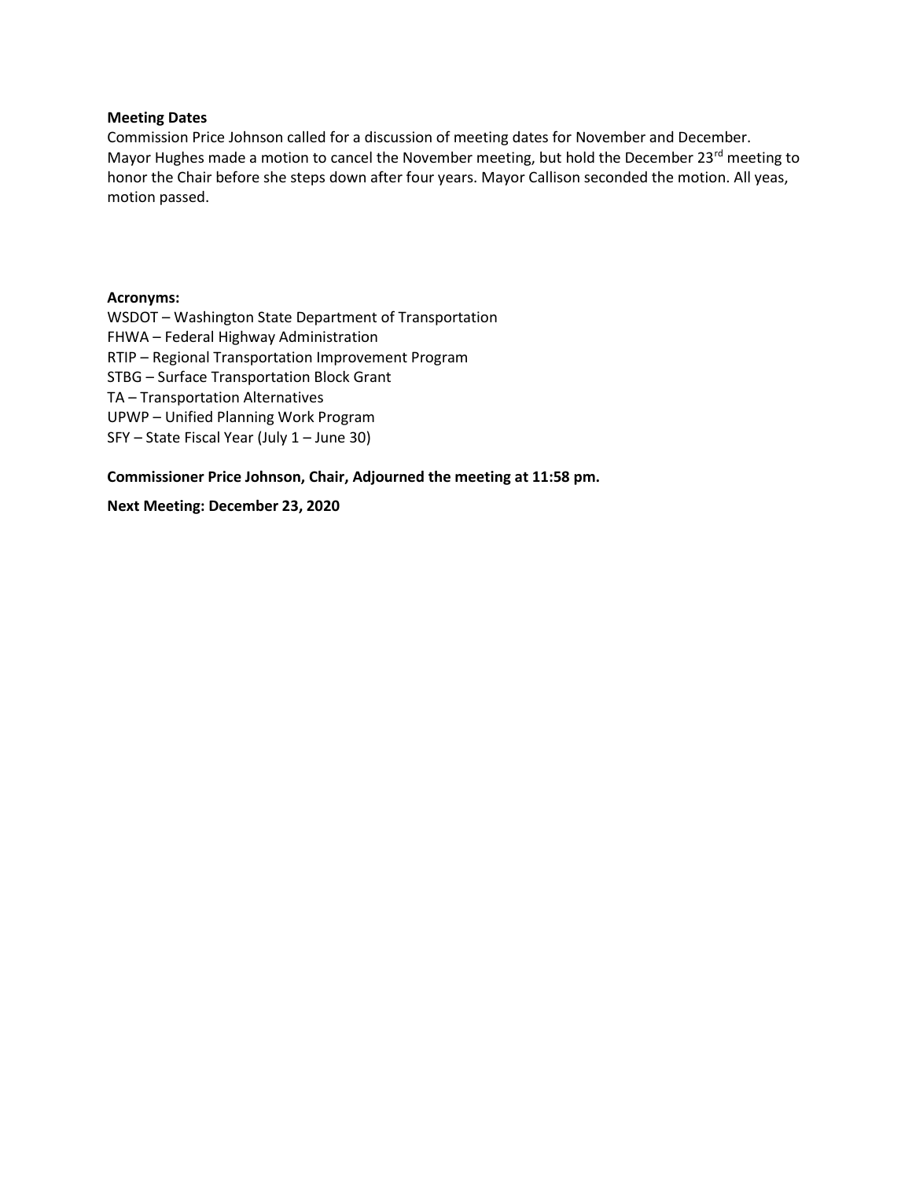**Meeting Dates**

Commission Price Johnson called for a discussion of meeting dates for November and December. Mayor Hughes made a motion to cancel the November meeting, but hold the December 23rd meeting to honor the Chair before she steps down after four years. Mayor Callison seconded the motion. All yeas, motion passed.

**Acronyms:**

WSDOT – Washington State Department of Transportation
FHWA – Federal Highway Administration
RTIP – Regional Transportation Improvement Program
STBG – Surface Transportation Block Grant
TA – Transportation Alternatives
UPWP – Unified Planning Work Program
SFY – State Fiscal Year (July 1 – June 30)

**Commissioner Price Johnson, Chair, Adjourned the meeting at 11:58 pm.**

**Next Meeting: December 23, 2020**